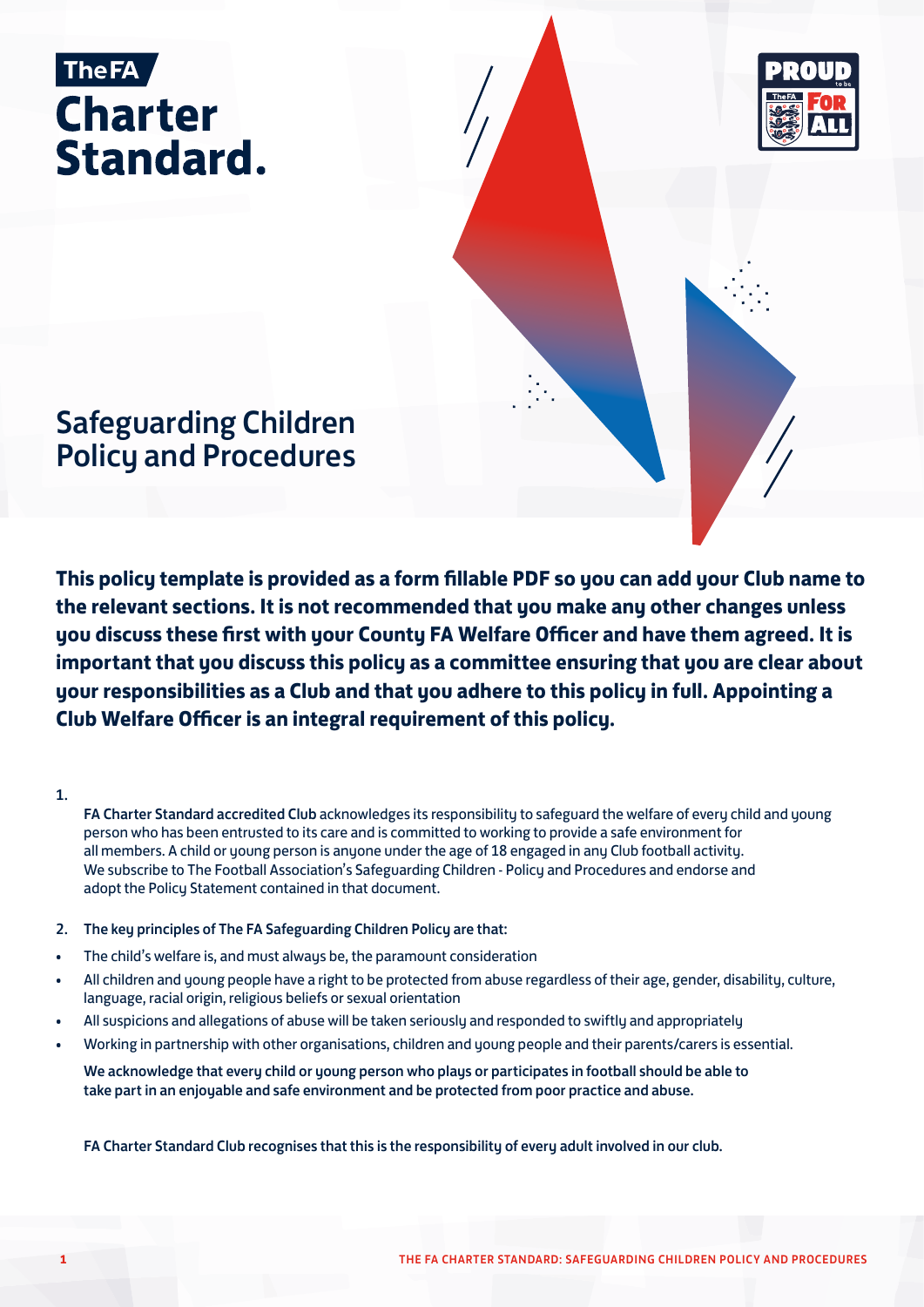The FA

# Charter Standard.

## Safeguarding Children Policy and Procedures

**This policy template is provided as a form fillable PDF so you can add your Club name to the relevant sections. It is not recommended that you make any other changes unless you discuss these first with your County FA Welfare Officer and have them agreed. It is important that you discuss this policy as a committee ensuring that you are clear about your responsibilities as a Club and that you adhere to this policy in full. Appointing a Club Welfare Officer is an integral requirement of this policy.**

1. FA Charter Standard accredited Club acknowledges its responsibility to safeguard the welfare of every child and young person who has been entrusted to its care and is committed to working to provide a safe environment for all members. A child or young person is anyone under the age of 18 engaged in any Club football activity. We subscribe to The Football Association's Safeguarding Children - Policy and Procedures and endorse and adopt the Policy Statement contained in that document.

2. The key principles of The FA Safeguarding Children Policy are that:

- The child's welfare is, and must always be, the paramount consideration
- All children and young people have a right to be protected from abuse regardless of their age, gender, disability, culture, language, racial origin, religious beliefs or sexual orientation
- All suspicions and allegations of abuse will be taken seriously and responded to swiftly and appropriately
- Working in partnership with other organisations, children and young people and their parents/carers is essential.

We acknowledge that every child or young person who plays or participates in football should be able to take part in an enjoyable and safe environment and be protected from poor practice and abuse.

FA Charter Standard Club recognises that this is the responsibility of every adult involved in our club.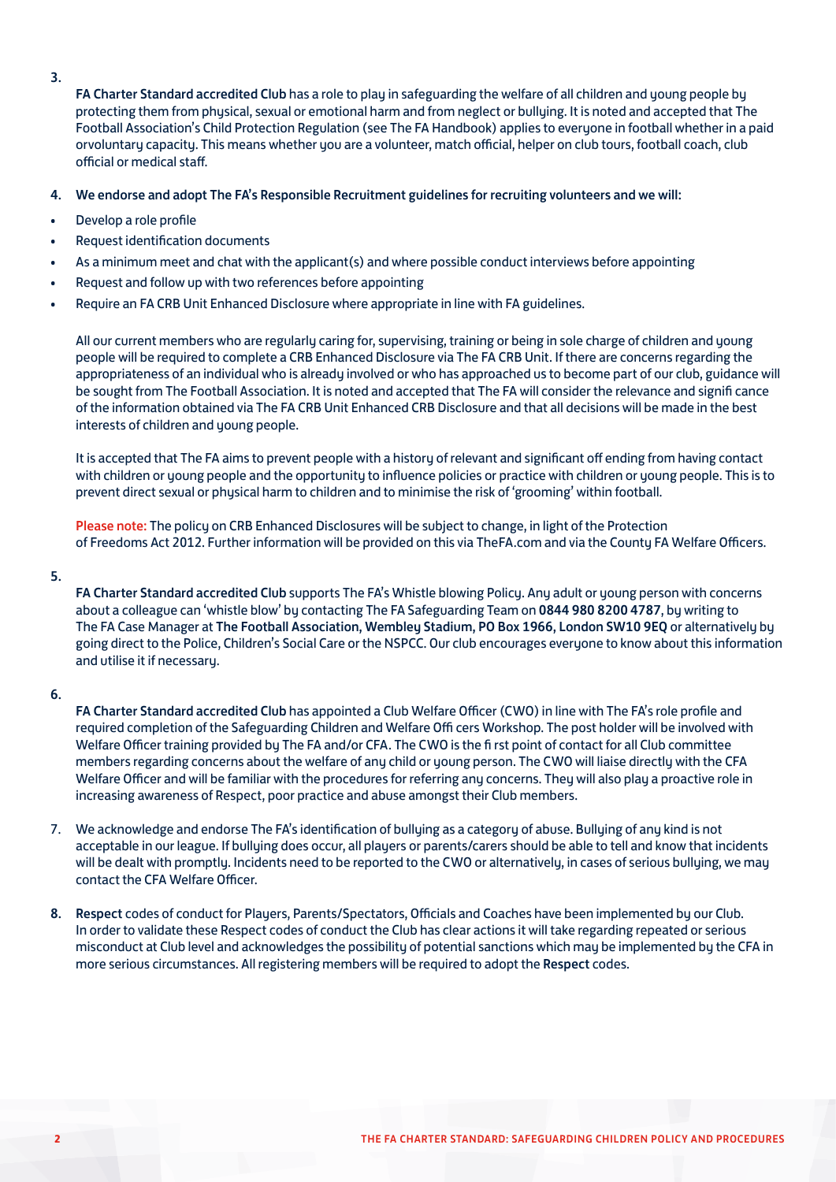3.

**FA Charter Standard accredited Club** has a role to play in safeguarding the welfare of all children and young people by protecting them from physical, sexual or emotional harm and from neglect or bullying. It is noted and accepted that The Football Association's Child Protection Regulation (see The FA Handbook) applies to everyone in football whether in a paid orvoluntary capacity. This means whether you are a volunteer, match official, helper on club tours, football coach, club official or medical staff.

4. **We endorse and adopt The FA's Responsible Recruitment guidelines for recruiting volunteers and we will:**

- Develop a role profile
- Request identification documents
- As a minimum meet and chat with the applicant(s) and where possible conduct interviews before appointing
- Request and follow up with two references before appointing
- Require an FA CRB Unit Enhanced Disclosure where appropriate in line with FA guidelines.

All our current members who are regularly caring for, supervising, training or being in sole charge of children and young people will be required to complete a CRB Enhanced Disclosure via The FA CRB Unit. If there are concerns regarding the appropriateness of an individual who is already involved or who has approached us to become part of our club, guidance will be sought from The Football Association. It is noted and accepted that The FA will consider the relevance and signifi cance of the information obtained via The FA CRB Unit Enhanced CRB Disclosure and that all decisions will be made in the best interests of children and young people.

It is accepted that The FA aims to prevent people with a history of relevant and significant off ending from having contact with children or young people and the opportunity to influence policies or practice with children or young people. This is to prevent direct sexual or physical harm to children and to minimise the risk of 'grooming' within football.

Please note: The policy on CRB Enhanced Disclosures will be subject to change, in light of the Protection of Freedoms Act 2012. Further information will be provided on this via TheFA.com and via the County FA Welfare Officers.

5.

**FA Charter Standard accredited Club** supports The FA's Whistle blowing Policy. Any adult or young person with concerns about a colleague can 'whistle blow' by contacting The FA Safeguarding Team on **0844 980 8200 4787**, by writing to The FA Case Manager at **The Football Association, Wembley Stadium, PO Box 1966, London SW10 9EQ** or alternatively by going direct to the Police, Children's Social Care or the NSPCC. Our club encourages everyone to know about this information and utilise it if necessary.

6.

**FA Charter Standard accredited Club** has appointed a Club Welfare Officer (CWO) in line with The FA's role profile and required completion of the Safeguarding Children and Welfare Offi cers Workshop. The post holder will be involved with Welfare Officer training provided by The FA and/or CFA. The CWO is the fi rst point of contact for all Club committee members regarding concerns about the welfare of any child or young person. The CWO will liaise directly with the CFA Welfare Officer and will be familiar with the procedures for referring any concerns. They will also play a proactive role in increasing awareness of Respect, poor practice and abuse amongst their Club members.

7. We acknowledge and endorse The FA's identification of bullying as a category of abuse. Bullying of any kind is not acceptable in our league. If bullying does occur, all players or parents/carers should be able to tell and know that incidents will be dealt with promptly. Incidents need to be reported to the CWO or alternatively, in cases of serious bullying, we may contact the CFA Welfare Officer.

8. **Respect** codes of conduct for Players, Parents/Spectators, Officials and Coaches have been implemented by our Club. In order to validate these Respect codes of conduct the Club has clear actions it will take regarding repeated or serious misconduct at Club level and acknowledges the possibility of potential sanctions which may be implemented by the CFA in more serious circumstances. All registering members will be required to adopt the **Respect** codes.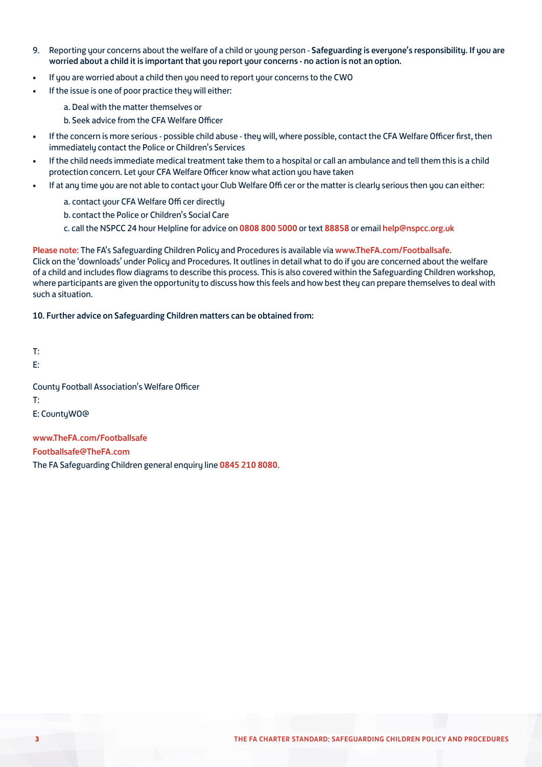9. Reporting your concerns about the welfare of a child or young person - **Safeguarding is everyone's responsibility. If you are worried about a child it is important that you report your concerns - no action is not an option.**

- If you are worried about a child then you need to report your concerns to the CWO
- If the issue is one of poor practice they will either:

    a. Deal with the matter themselves or

    b. Seek advice from the CFA Welfare Officer

- If the concern is more serious - possible child abuse - they will, where possible, contact the CFA Welfare Officer first, then immediately contact the Police or Children's Services
- If the child needs immediate medical treatment take them to a hospital or call an ambulance and tell them this is a child protection concern. Let your CFA Welfare Officer know what action you have taken
- If at any time you are not able to contact your Club Welfare Offi cer or the matter is clearly serious then you can either:

    a. contact your CFA Welfare Offi cer directly

    b. contact the Police or Children's Social Care

    c. call the NSPCC 24 hour Helpline for advice on 0808 800 5000 or text 88858 or email help@nspcc.org.uk

Please note: The FA's Safeguarding Children Policy and Procedures is available via www.TheFA.com/Footballsafe. Click on the 'downloads' under Policy and Procedures. It outlines in detail what to do if you are concerned about the welfare of a child and includes flow diagrams to describe this process. This is also covered within the Safeguarding Children workshop, where participants are given the opportunity to discuss how this feels and how best they can prepare themselves to deal with such a situation.

**10. Further advice on Safeguarding Children matters can be obtained from:**

T:

E:

County Football Association's Welfare Officer

T:

E: CountyWO@

www.TheFA.com/Footballsafe

Footballsafe@TheFA.com

The FA Safeguarding Children general enquiry line 0845 210 8080.